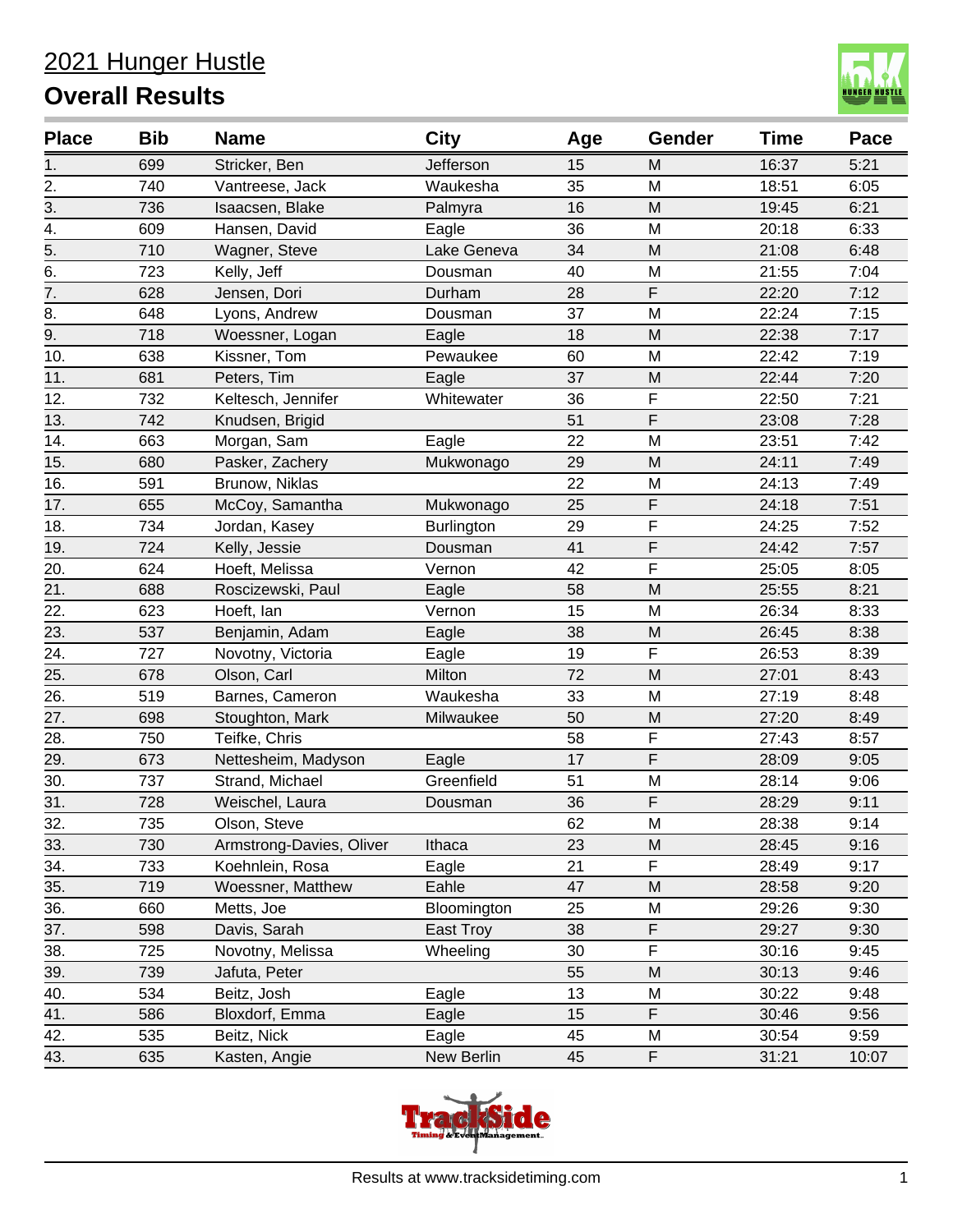# 2021 Hunger Hustle

## Overall Results

| Place | Bib | Name | City | Age | Gender | Time | Pace |
|---|---|---|---|---|---|---|---|
| 1. | 699 | Stricker, Ben | Jefferson | 15 | M | 16:37 | 5:21 |
| 2. | 740 | Vantreese, Jack | Waukesha | 35 | M | 18:51 | 6:05 |
| 3. | 736 | Isaacsen, Blake | Palmyra | 16 | M | 19:45 | 6:21 |
| 4. | 609 | Hansen, David | Eagle | 36 | M | 20:18 | 6:33 |
| 5. | 710 | Wagner, Steve | Lake Geneva | 34 | M | 21:08 | 6:48 |
| 6. | 723 | Kelly, Jeff | Dousman | 40 | M | 21:55 | 7:04 |
| 7. | 628 | Jensen, Dori | Durham | 28 | F | 22:20 | 7:12 |
| 8. | 648 | Lyons, Andrew | Dousman | 37 | M | 22:24 | 7:15 |
| 9. | 718 | Woessner, Logan | Eagle | 18 | M | 22:38 | 7:17 |
| 10. | 638 | Kissner, Tom | Pewaukee | 60 | M | 22:42 | 7:19 |
| 11. | 681 | Peters, Tim | Eagle | 37 | M | 22:44 | 7:20 |
| 12. | 732 | Keltesch, Jennifer | Whitewater | 36 | F | 22:50 | 7:21 |
| 13. | 742 | Knudsen, Brigid | | 51 | F | 23:08 | 7:28 |
| 14. | 663 | Morgan, Sam | Eagle | 22 | M | 23:51 | 7:42 |
| 15. | 680 | Pasker, Zachery | Mukwonago | 29 | M | 24:11 | 7:49 |
| 16. | 591 | Brunow, Niklas | | 22 | M | 24:13 | 7:49 |
| 17. | 655 | McCoy, Samantha | Mukwonago | 25 | F | 24:18 | 7:51 |
| 18. | 734 | Jordan, Kasey | Burlington | 29 | F | 24:25 | 7:52 |
| 19. | 724 | Kelly, Jessie | Dousman | 41 | F | 24:42 | 7:57 |
| 20. | 624 | Hoeft, Melissa | Vernon | 42 | F | 25:05 | 8:05 |
| 21. | 688 | Roscizewski, Paul | Eagle | 58 | M | 25:55 | 8:21 |
| 22. | 623 | Hoeft, Ian | Vernon | 15 | M | 26:34 | 8:33 |
| 23. | 537 | Benjamin, Adam | Eagle | 38 | M | 26:45 | 8:38 |
| 24. | 727 | Novotny, Victoria | Eagle | 19 | F | 26:53 | 8:39 |
| 25. | 678 | Olson, Carl | Milton | 72 | M | 27:01 | 8:43 |
| 26. | 519 | Barnes, Cameron | Waukesha | 33 | M | 27:19 | 8:48 |
| 27. | 698 | Stoughton, Mark | Milwaukee | 50 | M | 27:20 | 8:49 |
| 28. | 750 | Teifke, Chris | | 58 | F | 27:43 | 8:57 |
| 29. | 673 | Nettesheim, Madyson | Eagle | 17 | F | 28:09 | 9:05 |
| 30. | 737 | Strand, Michael | Greenfield | 51 | M | 28:14 | 9:06 |
| 31. | 728 | Weischel, Laura | Dousman | 36 | F | 28:29 | 9:11 |
| 32. | 735 | Olson, Steve | | 62 | M | 28:38 | 9:14 |
| 33. | 730 | Armstrong-Davies, Oliver | Ithaca | 23 | M | 28:45 | 9:16 |
| 34. | 733 | Koehnlein, Rosa | Eagle | 21 | F | 28:49 | 9:17 |
| 35. | 719 | Woessner, Matthew | Eahle | 47 | M | 28:58 | 9:20 |
| 36. | 660 | Metts, Joe | Bloomington | 25 | M | 29:26 | 9:30 |
| 37. | 598 | Davis, Sarah | East Troy | 38 | F | 29:27 | 9:30 |
| 38. | 725 | Novotny, Melissa | Wheeling | 30 | F | 30:16 | 9:45 |
| 39. | 739 | Jafuta, Peter | | 55 | M | 30:13 | 9:46 |
| 40. | 534 | Beitz, Josh | Eagle | 13 | M | 30:22 | 9:48 |
| 41. | 586 | Bloxdorf, Emma | Eagle | 15 | F | 30:46 | 9:56 |
| 42. | 535 | Beitz, Nick | Eagle | 45 | M | 30:54 | 9:59 |
| 43. | 635 | Kasten, Angie | New Berlin | 45 | F | 31:21 | 10:07 |

Results at www.tracksidetiming.com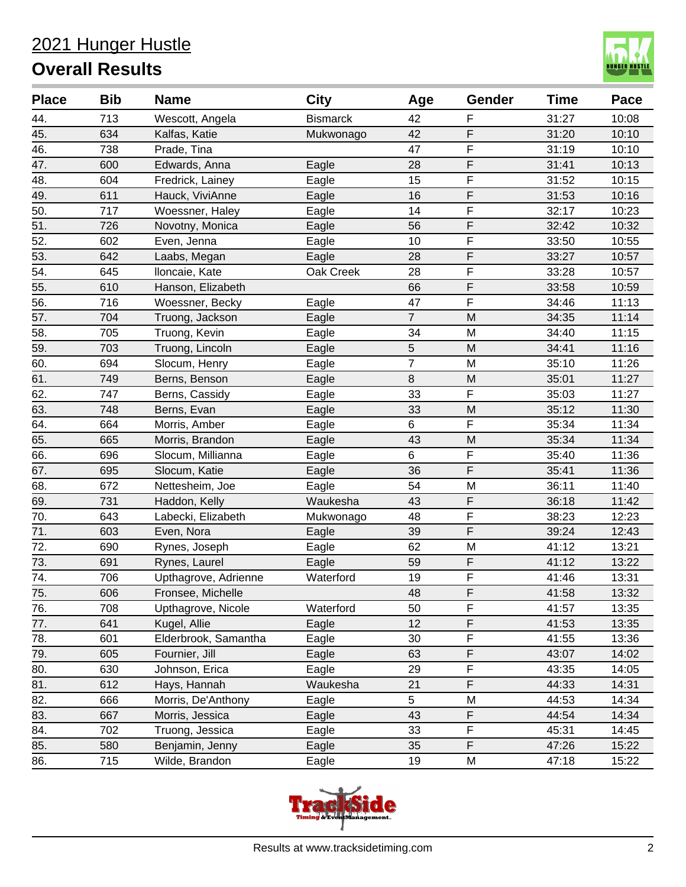# 2021 Hunger Hustle

## Overall Results

| Place | Bib | Name | City | Age | Gender | Time | Pace |
|---|---|---|---|---|---|---|---|
| 44. | 713 | Wescott, Angela | Bismarck | 42 | F | 31:27 | 10:08 |
| 45. | 634 | Kalfas, Katie | Mukwonago | 42 | F | 31:20 | 10:10 |
| 46. | 738 | Prade, Tina | | 47 | F | 31:19 | 10:10 |
| 47. | 600 | Edwards, Anna | Eagle | 28 | F | 31:41 | 10:13 |
| 48. | 604 | Fredrick, Lainey | Eagle | 15 | F | 31:52 | 10:15 |
| 49. | 611 | Hauck, ViviAnne | Eagle | 16 | F | 31:53 | 10:16 |
| 50. | 717 | Woessner, Haley | Eagle | 14 | F | 32:17 | 10:23 |
| 51. | 726 | Novotny, Monica | Eagle | 56 | F | 32:42 | 10:32 |
| 52. | 602 | Even, Jenna | Eagle | 10 | F | 33:50 | 10:55 |
| 53. | 642 | Laabs, Megan | Eagle | 28 | F | 33:27 | 10:57 |
| 54. | 645 | lloncaie, Kate | Oak Creek | 28 | F | 33:28 | 10:57 |
| 55. | 610 | Hanson, Elizabeth | | 66 | F | 33:58 | 10:59 |
| 56. | 716 | Woessner, Becky | Eagle | 47 | F | 34:46 | 11:13 |
| 57. | 704 | Truong, Jackson | Eagle | 7 | M | 34:35 | 11:14 |
| 58. | 705 | Truong, Kevin | Eagle | 34 | M | 34:40 | 11:15 |
| 59. | 703 | Truong, Lincoln | Eagle | 5 | M | 34:41 | 11:16 |
| 60. | 694 | Slocum, Henry | Eagle | 7 | M | 35:10 | 11:26 |
| 61. | 749 | Berns, Benson | Eagle | 8 | M | 35:01 | 11:27 |
| 62. | 747 | Berns, Cassidy | Eagle | 33 | F | 35:03 | 11:27 |
| 63. | 748 | Berns, Evan | Eagle | 33 | M | 35:12 | 11:30 |
| 64. | 664 | Morris, Amber | Eagle | 6 | F | 35:34 | 11:34 |
| 65. | 665 | Morris, Brandon | Eagle | 43 | M | 35:34 | 11:34 |
| 66. | 696 | Slocum, Millianna | Eagle | 6 | F | 35:40 | 11:36 |
| 67. | 695 | Slocum, Katie | Eagle | 36 | F | 35:41 | 11:36 |
| 68. | 672 | Nettesheim, Joe | Eagle | 54 | M | 36:11 | 11:40 |
| 69. | 731 | Haddon, Kelly | Waukesha | 43 | F | 36:18 | 11:42 |
| 70. | 643 | Labecki, Elizabeth | Mukwonago | 48 | F | 38:23 | 12:23 |
| 71. | 603 | Even, Nora | Eagle | 39 | F | 39:24 | 12:43 |
| 72. | 690 | Rynes, Joseph | Eagle | 62 | M | 41:12 | 13:21 |
| 73. | 691 | Rynes, Laurel | Eagle | 59 | F | 41:12 | 13:22 |
| 74. | 706 | Upthagrove, Adrienne | Waterford | 19 | F | 41:46 | 13:31 |
| 75. | 606 | Fronsee, Michelle | | 48 | F | 41:58 | 13:32 |
| 76. | 708 | Upthagrove, Nicole | Waterford | 50 | F | 41:57 | 13:35 |
| 77. | 641 | Kugel, Allie | Eagle | 12 | F | 41:53 | 13:35 |
| 78. | 601 | Elderbrook, Samantha | Eagle | 30 | F | 41:55 | 13:36 |
| 79. | 605 | Fournier, Jill | Eagle | 63 | F | 43:07 | 14:02 |
| 80. | 630 | Johnson, Erica | Eagle | 29 | F | 43:35 | 14:05 |
| 81. | 612 | Hays, Hannah | Waukesha | 21 | F | 44:33 | 14:31 |
| 82. | 666 | Morris, De'Anthony | Eagle | 5 | M | 44:53 | 14:34 |
| 83. | 667 | Morris, Jessica | Eagle | 43 | F | 44:54 | 14:34 |
| 84. | 702 | Truong, Jessica | Eagle | 33 | F | 45:31 | 14:45 |
| 85. | 580 | Benjamin, Jenny | Eagle | 35 | F | 47:26 | 15:22 |
| 86. | 715 | Wilde, Brandon | Eagle | 19 | M | 47:18 | 15:22 |

Results at www.tracksidetiming.com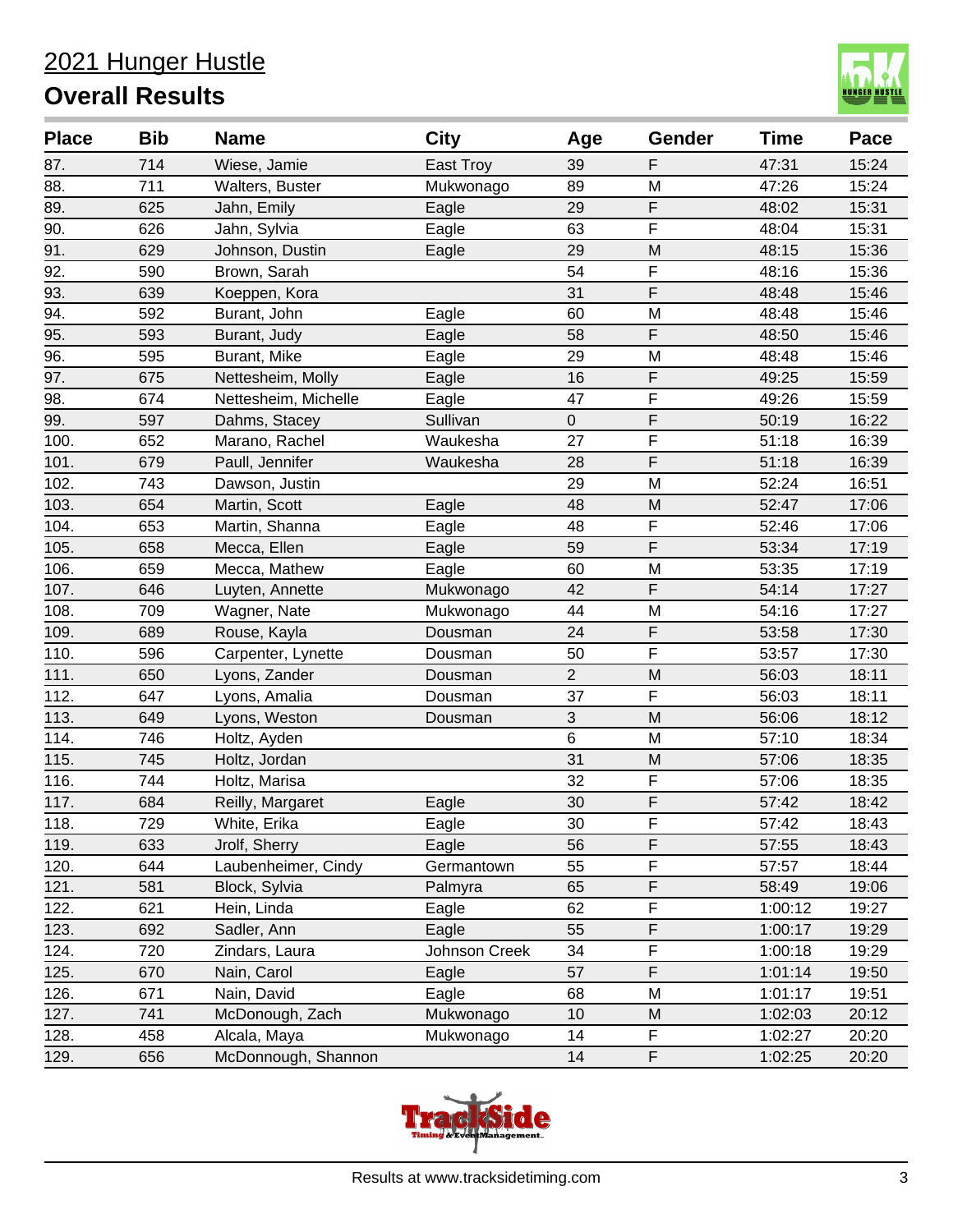# 2021 Hunger Hustle

## Overall Results

| Place | Bib | Name | City | Age | Gender | Time | Pace |
|---|---|---|---|---|---|---|---|
| 87. | 714 | Wiese, Jamie | East Troy | 39 | F | 47:31 | 15:24 |
| 88. | 711 | Walters, Buster | Mukwonago | 89 | M | 47:26 | 15:24 |
| 89. | 625 | Jahn, Emily | Eagle | 29 | F | 48:02 | 15:31 |
| 90. | 626 | Jahn, Sylvia | Eagle | 63 | F | 48:04 | 15:31 |
| 91. | 629 | Johnson, Dustin | Eagle | 29 | M | 48:15 | 15:36 |
| 92. | 590 | Brown, Sarah | | 54 | F | 48:16 | 15:36 |
| 93. | 639 | Koeppen, Kora | | 31 | F | 48:48 | 15:46 |
| 94. | 592 | Burant, John | Eagle | 60 | M | 48:48 | 15:46 |
| 95. | 593 | Burant, Judy | Eagle | 58 | F | 48:50 | 15:46 |
| 96. | 595 | Burant, Mike | Eagle | 29 | M | 48:48 | 15:46 |
| 97. | 675 | Nettesheim, Molly | Eagle | 16 | F | 49:25 | 15:59 |
| 98. | 674 | Nettesheim, Michelle | Eagle | 47 | F | 49:26 | 15:59 |
| 99. | 597 | Dahms, Stacey | Sullivan | 0 | F | 50:19 | 16:22 |
| 100. | 652 | Marano, Rachel | Waukesha | 27 | F | 51:18 | 16:39 |
| 101. | 679 | Paull, Jennifer | Waukesha | 28 | F | 51:18 | 16:39 |
| 102. | 743 | Dawson, Justin | | 29 | M | 52:24 | 16:51 |
| 103. | 654 | Martin, Scott | Eagle | 48 | M | 52:47 | 17:06 |
| 104. | 653 | Martin, Shanna | Eagle | 48 | F | 52:46 | 17:06 |
| 105. | 658 | Mecca, Ellen | Eagle | 59 | F | 53:34 | 17:19 |
| 106. | 659 | Mecca, Mathew | Eagle | 60 | M | 53:35 | 17:19 |
| 107. | 646 | Luyten, Annette | Mukwonago | 42 | F | 54:14 | 17:27 |
| 108. | 709 | Wagner, Nate | Mukwonago | 44 | M | 54:16 | 17:27 |
| 109. | 689 | Rouse, Kayla | Dousman | 24 | F | 53:58 | 17:30 |
| 110. | 596 | Carpenter, Lynette | Dousman | 50 | F | 53:57 | 17:30 |
| 111. | 650 | Lyons, Zander | Dousman | 2 | M | 56:03 | 18:11 |
| 112. | 647 | Lyons, Amalia | Dousman | 37 | F | 56:03 | 18:11 |
| 113. | 649 | Lyons, Weston | Dousman | 3 | M | 56:06 | 18:12 |
| 114. | 746 | Holtz, Ayden | | 6 | M | 57:10 | 18:34 |
| 115. | 745 | Holtz, Jordan | | 31 | M | 57:06 | 18:35 |
| 116. | 744 | Holtz, Marisa | | 32 | F | 57:06 | 18:35 |
| 117. | 684 | Reilly, Margaret | Eagle | 30 | F | 57:42 | 18:42 |
| 118. | 729 | White, Erika | Eagle | 30 | F | 57:42 | 18:43 |
| 119. | 633 | Jrolf, Sherry | Eagle | 56 | F | 57:55 | 18:43 |
| 120. | 644 | Laubenheimer, Cindy | Germantown | 55 | F | 57:57 | 18:44 |
| 121. | 581 | Block, Sylvia | Palmyra | 65 | F | 58:49 | 19:06 |
| 122. | 621 | Hein, Linda | Eagle | 62 | F | 1:00:12 | 19:27 |
| 123. | 692 | Sadler, Ann | Eagle | 55 | F | 1:00:17 | 19:29 |
| 124. | 720 | Zindars, Laura | Johnson Creek | 34 | F | 1:00:18 | 19:29 |
| 125. | 670 | Nain, Carol | Eagle | 57 | F | 1:01:14 | 19:50 |
| 126. | 671 | Nain, David | Eagle | 68 | M | 1:01:17 | 19:51 |
| 127. | 741 | McDonough, Zach | Mukwonago | 10 | M | 1:02:03 | 20:12 |
| 128. | 458 | Alcala, Maya | Mukwonago | 14 | F | 1:02:27 | 20:20 |
| 129. | 656 | McDonnough, Shannon | | 14 | F | 1:02:25 | 20:20 |

Results at www.tracksidetiming.com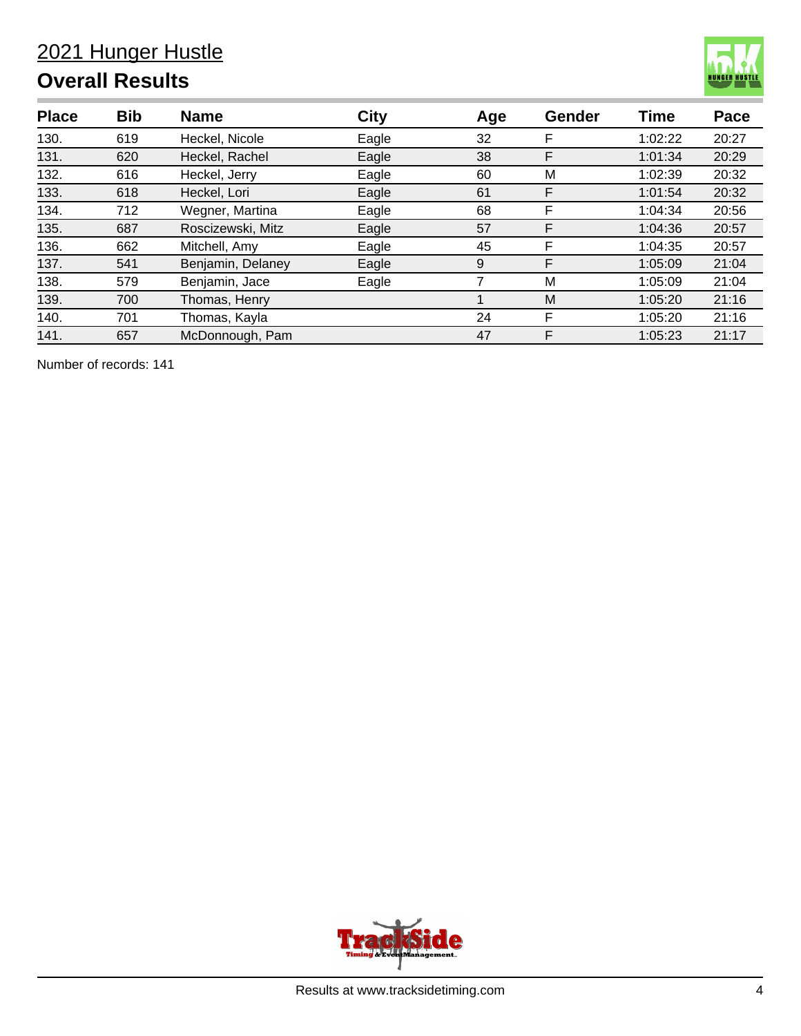## 2021 Hunger Hustle

# Overall Results

| Place | Bib | Name | City | Age | Gender | Time | Pace |
|---|---|---|---|---|---|---|---|
| 130. | 619 | Heckel, Nicole | Eagle | 32 | F | 1:02:22 | 20:27 |
| 131. | 620 | Heckel, Rachel | Eagle | 38 | F | 1:01:34 | 20:29 |
| 132. | 616 | Heckel, Jerry | Eagle | 60 | M | 1:02:39 | 20:32 |
| 133. | 618 | Heckel, Lori | Eagle | 61 | F | 1:01:54 | 20:32 |
| 134. | 712 | Wegner, Martina | Eagle | 68 | F | 1:04:34 | 20:56 |
| 135. | 687 | Roscizewski, Mitz | Eagle | 57 | F | 1:04:36 | 20:57 |
| 136. | 662 | Mitchell, Amy | Eagle | 45 | F | 1:04:35 | 20:57 |
| 137. | 541 | Benjamin, Delaney | Eagle | 9 | F | 1:05:09 | 21:04 |
| 138. | 579 | Benjamin, Jace | Eagle | 7 | M | 1:05:09 | 21:04 |
| 139. | 700 | Thomas, Henry | | 1 | M | 1:05:20 | 21:16 |
| 140. | 701 | Thomas, Kayla | | 24 | F | 1:05:20 | 21:16 |
| 141. | 657 | McDonnough, Pam | | 47 | F | 1:05:23 | 21:17 |

Number of records: 141

Results at www.tracksidetiming.com